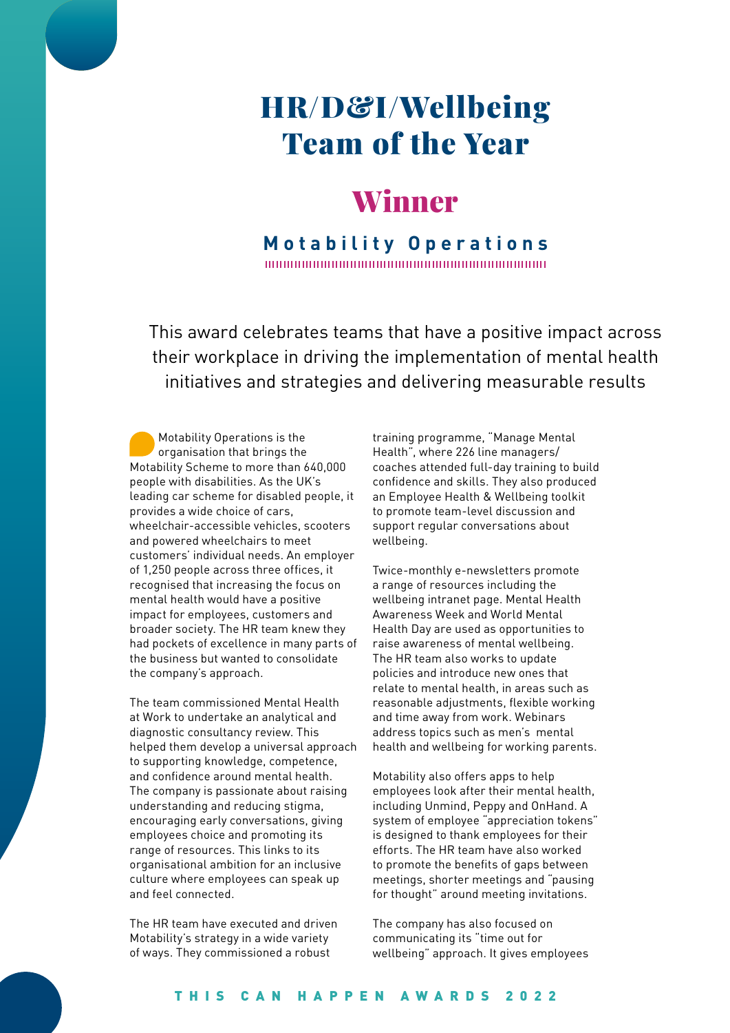# HR/D&I/Wellbeing Team of the Year

## Winner

### Motability Operations

This award celebrates teams that have a positive impact across their workplace in driving the implementation of mental health initiatives and strategies and delivering measurable results

Motability Operations is the organisation that brings the Motability Scheme to more than 640,000 people with disabilities. As the UK's leading car scheme for disabled people, it provides a wide choice of cars, wheelchair-accessible vehicles, scooters and powered wheelchairs to meet customers' individual needs. An employer of 1,250 people across three offices, it recognised that increasing the focus on mental health would have a positive impact for employees, customers and broader society. The HR team knew they had pockets of excellence in many parts of the business but wanted to consolidate the company's approach.

The team commissioned Mental Health at Work to undertake an analytical and diagnostic consultancy review. This helped them develop a universal approach to supporting knowledge, competence, and confidence around mental health. The company is passionate about raising understanding and reducing stigma, encouraging early conversations, giving employees choice and promoting its range of resources. This links to its organisational ambition for an inclusive culture where employees can speak up and feel connected.

The HR team have executed and driven Motability's strategy in a wide variety of ways. They commissioned a robust training programme, "Manage Mental Health", where 226 line managers/coaches attended full-day training to build confidence and skills. They also produced an Employee Health & Wellbeing toolkit to promote team-level discussion and support regular conversations about wellbeing.

Twice-monthly e-newsletters promote a range of resources including the wellbeing intranet page. Mental Health Awareness Week and World Mental Health Day are used as opportunities to raise awareness of mental wellbeing. The HR team also works to update policies and introduce new ones that relate to mental health, in areas such as reasonable adjustments, flexible working and time away from work. Webinars address topics such as men's mental health and wellbeing for working parents.

Motability also offers apps to help employees look after their mental health, including Unmind, Peppy and OnHand. A system of employee "appreciation tokens" is designed to thank employees for their efforts. The HR team have also worked to promote the benefits of gaps between meetings, shorter meetings and "pausing for thought" around meeting invitations.

The company has also focused on communicating its "time out for wellbeing" approach. It gives employees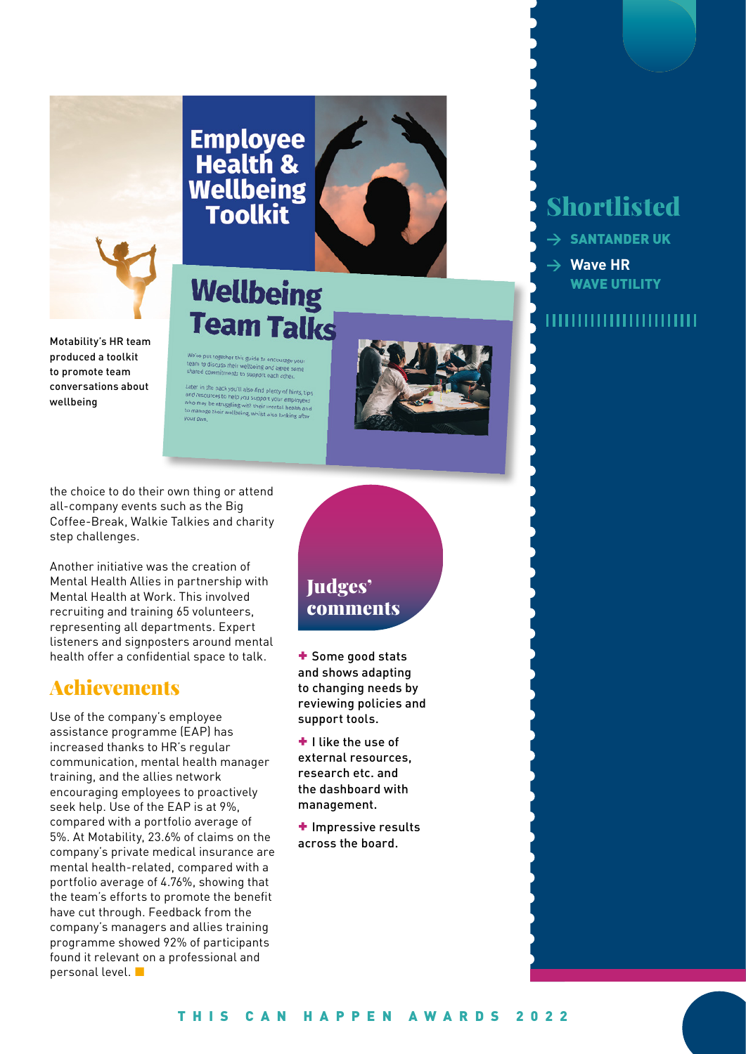Motability's HR team produced a toolkit to promote team conversations about wellbeing

the choice to do their own thing or attend all-company events such as the Big Coffee-Break, Walkie Talkies and charity step challenges.

Another initiative was the creation of Mental Health Allies in partnership with Mental Health at Work. This involved recruiting and training 65 volunteers, representing all departments. Expert listeners and signposters around mental health offer a confidential space to talk.

## Achievements

Use of the company's employee assistance programme (EAP) has increased thanks to HR's regular communication, mental health manager training, and the allies network encouraging employees to proactively seek help. Use of the EAP is at 9%, compared with a portfolio average of 5%. At Motability, 23.6% of claims on the company's private medical insurance are mental health-related, compared with a portfolio average of 4.76%, showing that the team's efforts to promote the benefit have cut through. Feedback from the company's managers and allies training programme showed 92% of participants found it relevant on a professional and personal level.

## Judges' comments

+ Some good stats and shows adapting to changing needs by reviewing policies and support tools.
+ I like the use of external resources, research etc. and the dashboard with management.
+ Impressive results across the board.

## Shortlisted

→ **SANTANDER UK**

→ **Wave HR**
**WAVE UTILITY**